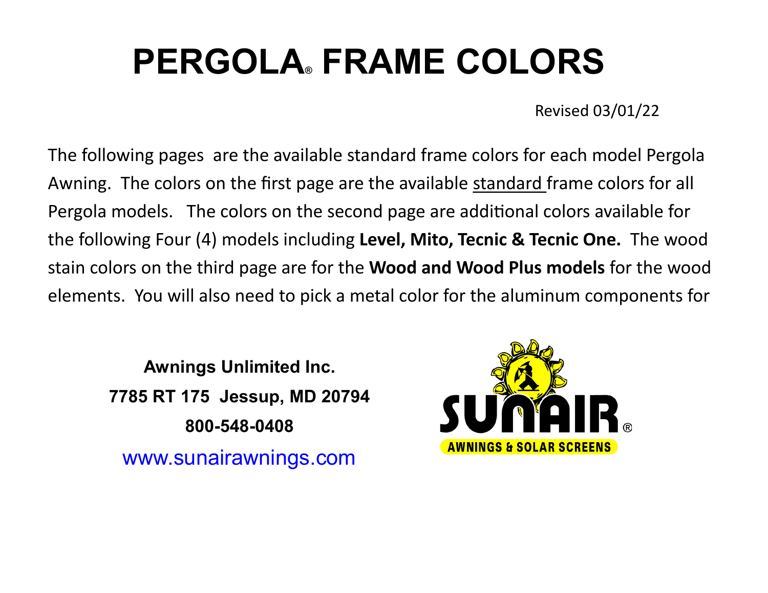# PERGOLA® FRAME COLORS

Revised 03/01/22

The following pages are the available standard frame colors for each model Pergola Awning. The colors on the first page are the available standard frame colors for all Pergola models. The colors on the second page are additional colors available for the following Four (4) models including **Level, Mito, Tecnic & Tecnic One.** The wood stain colors on the third page are for the **Wood and Wood Plus models** for the wood elements. You will also need to pick a metal color for the aluminum components for

**Awnings Unlimited Inc.**
**7785 RT 175 Jessup, MD 20794**
**800-548-0408**
www.sunairawnings.com

SUNAIR®
AWNINGS & SOLAR SCREENS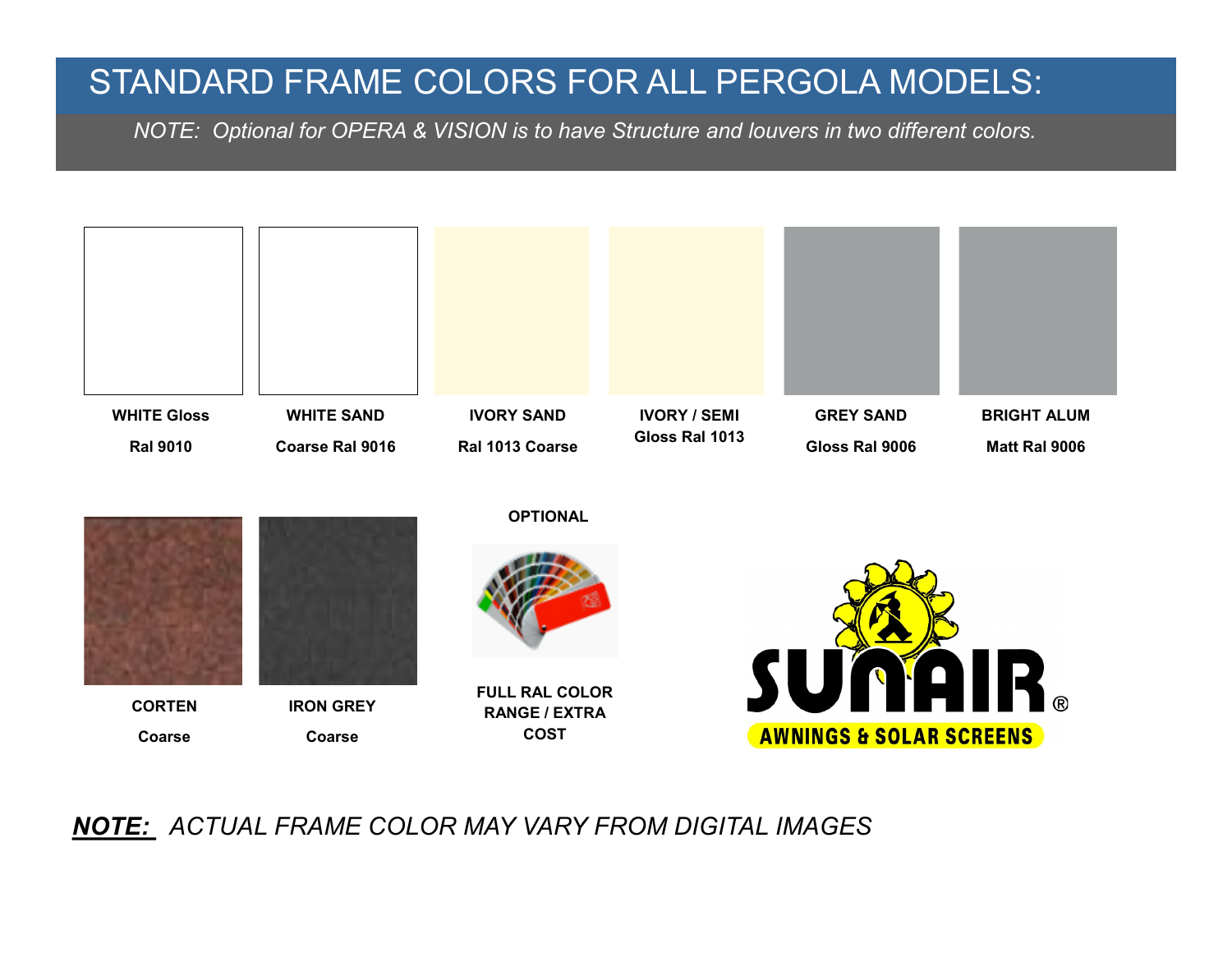# STANDARD FRAME COLORS FOR ALL PERGOLA MODELS:

*NOTE: Optional for OPERA & VISION is to have Structure and louvers in two different colors.*

**WHITE Gloss Ral 9010**

**WHITE SAND Coarse Ral 9016**

**IVORY SAND Ral 1013 Coarse**

**IVORY / SEMI Gloss Ral 1013**

**GREY SAND Gloss Ral 9006**

**BRIGHT ALUM Matt Ral 9006**

**CORTEN Coarse**

**IRON GREY Coarse**

**OPTIONAL**

**FULL RAL COLOR RANGE / EXTRA COST**

SUNAIR®

AWNINGS & SOLAR SCREENS

***NOTE:*** *ACTUAL FRAME COLOR MAY VARY FROM DIGITAL IMAGES*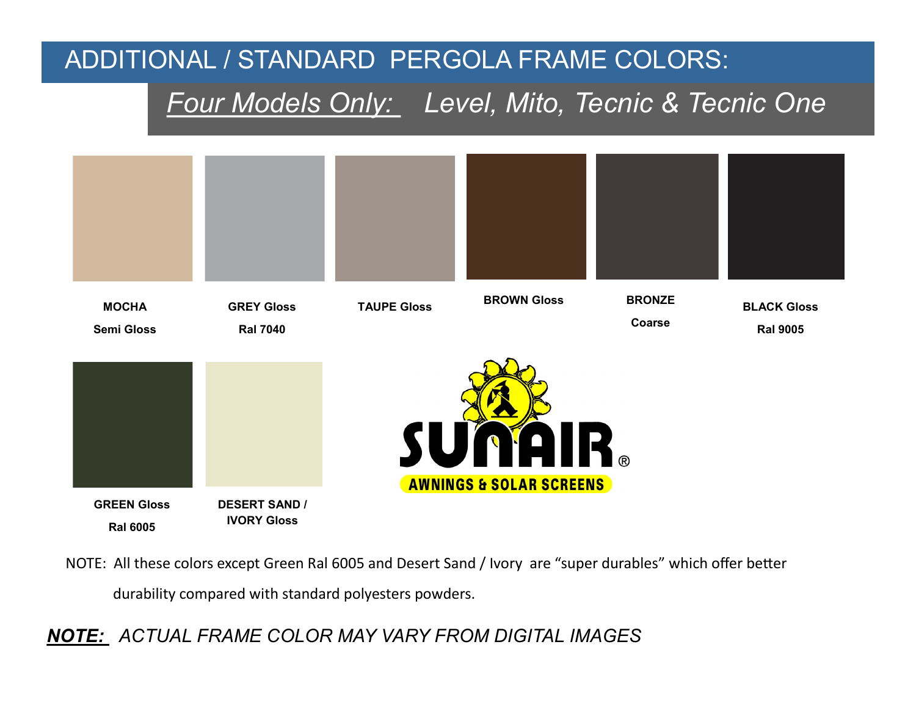# ADDITIONAL / STANDARD PERGOLA FRAME COLORS:

## *Four Models Only:* *Level, Mito, Tecnic & Tecnic One*

**MOCHA**
**Semi Gloss**

**GREY Gloss**
**Ral 7040**

**TAUPE Gloss**

**BROWN Gloss**

**BRONZE**
**Coarse**

**BLACK Gloss**
**Ral 9005**

**GREEN Gloss**
**Ral 6005**

**DESERT SAND / IVORY Gloss**

SUNAIR® AWNINGS & SOLAR SCREENS

NOTE: All these colors except Green Ral 6005 and Desert Sand / Ivory are "super durables" which offer better durability compared with standard polyesters powders.

***NOTE:*** *ACTUAL FRAME COLOR MAY VARY FROM DIGITAL IMAGES*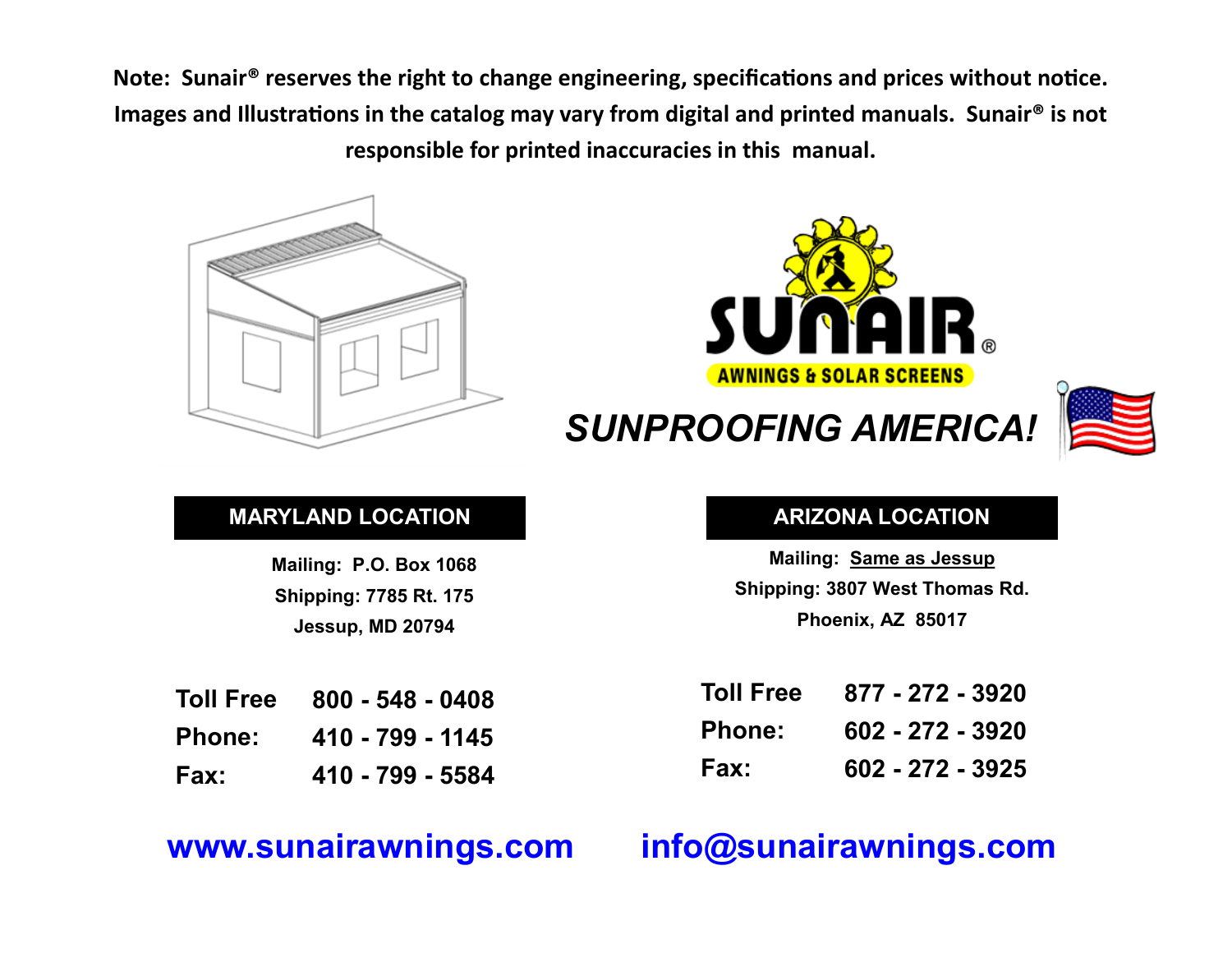**Note: Sunair® reserves the right to change engineering, specifications and prices without notice. Images and Illustrations in the catalog may vary from digital and printed manuals. Sunair® is not responsible for printed inaccuracies in this manual.**

SUNAIR®

AWNINGS & SOLAR SCREENS

*SUNPROOFING AMERICA!*

## MARYLAND LOCATION

**Mailing: P.O. Box 1068**
**Shipping: 7785 Rt. 175**
**Jessup, MD 20794**

| | |
|---|---|
| **Toll Free** | **800 - 548 - 0408** |
| **Phone:** | **410 - 799 - 1145** |
| **Fax:** | **410 - 799 - 5584** |

## ARIZONA LOCATION

**Mailing: Same as Jessup**
**Shipping: 3807 West Thomas Rd.**
**Phoenix, AZ 85017**

| | |
|---|---|
| **Toll Free** | **877 - 272 - 3920** |
| **Phone:** | **602 - 272 - 3920** |
| **Fax:** | **602 - 272 - 3925** |

**www.sunairawnings.com** **info@sunairawnings.com**